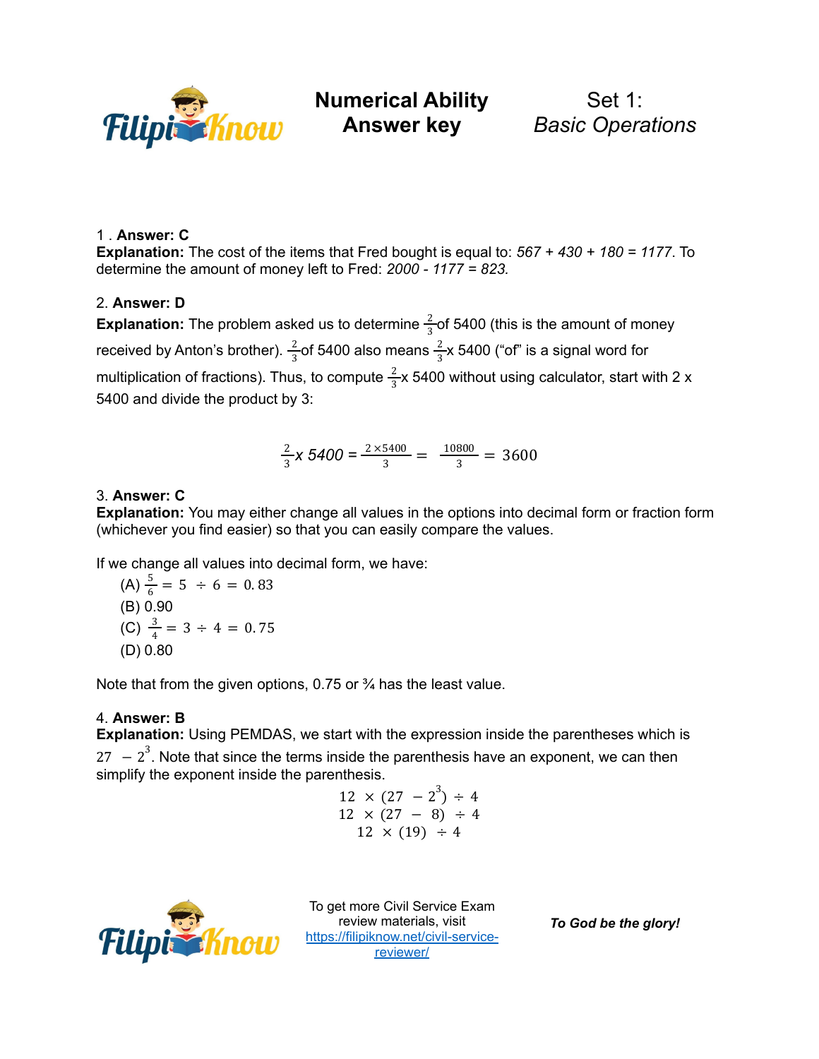# Numerical Ability Answer key

## Set 1: *Basic Operations*

1 . **Answer: C**
**Explanation:** The cost of the items that Fred bought is equal to: *567 + 430 + 180 = 1177*. To determine the amount of money left to Fred: *2000 - 1177 = 823.*

2. **Answer: D**
**Explanation:** The problem asked us to determine $\frac{2}{3}$ of 5400 (this is the amount of money received by Anton's brother). $\frac{2}{3}$ of 5400 also means $\frac{2}{3}$ x 5400 ("of" is a signal word for multiplication of fractions). Thus, to compute $\frac{2}{3}$ x 5400 without using calculator, start with 2 x 5400 and divide the product by 3:

$$\frac{2}{3} x\ 5400 = \frac{2 \times 5400}{3} = \frac{10800}{3} = 3600$$

3. **Answer: C**
**Explanation:** You may either change all values in the options into decimal form or fraction form (whichever you find easier) so that you can easily compare the values.

If we change all values into decimal form, we have:

(A) $\frac{5}{6} = 5 \div 6 = 0.83$
(B) 0.90
(C) $\frac{3}{4} = 3 \div 4 = 0.75$
(D) 0.80

Note that from the given options, 0.75 or ¾ has the least value.

4. **Answer: B**
**Explanation:** Using PEMDAS, we start with the expression inside the parentheses which is $27 - 2^3$. Note that since the terms inside the parenthesis have an exponent, we can then simplify the exponent inside the parenthesis.

$$12 \times (27 - 2^3) \div 4$$
$$12 \times (27 - 8) \div 4$$
$$12 \times (19) \div 4$$

To get more Civil Service Exam review materials, visit https://filipiknow.net/civil-service-reviewer/

*To God be the glory!*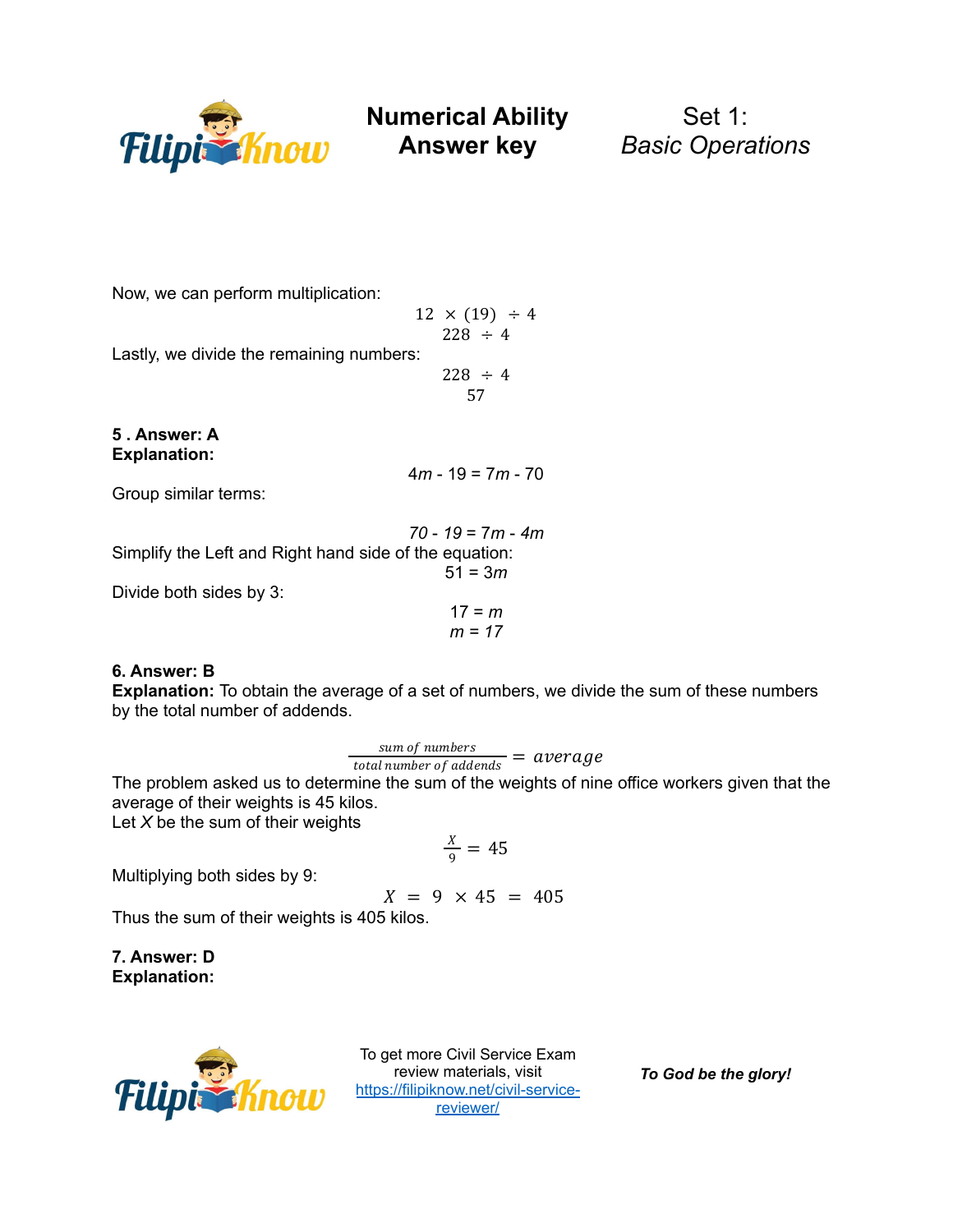Now, we can perform multiplication:

$$12 \times (19) \div 4$$
$$228 \div 4$$

Lastly, we divide the remaining numbers:

$$228 \div 4$$
$$57$$

**5 . Answer: A**
**Explanation:**

$$4m - 19 = 7m - 70$$

Group similar terms:

$$70 - 19 = 7m - 4m$$

Simplify the Left and Right hand side of the equation:

$$51 = 3m$$

Divide both sides by 3:

$$17 = m$$
$$m = 17$$

**6. Answer: B**
**Explanation:** To obtain the average of a set of numbers, we divide the sum of these numbers by the total number of addends.

$$\frac{\text{sum of numbers}}{\text{total number of addends}} = average$$

The problem asked us to determine the sum of the weights of nine office workers given that the average of their weights is 45 kilos.
Let $X$ be the sum of their weights

$$\frac{X}{9} = 45$$

Multiplying both sides by 9:

$$X = 9 \times 45 = 405$$

Thus the sum of their weights is 405 kilos.

**7. Answer: D**
**Explanation:**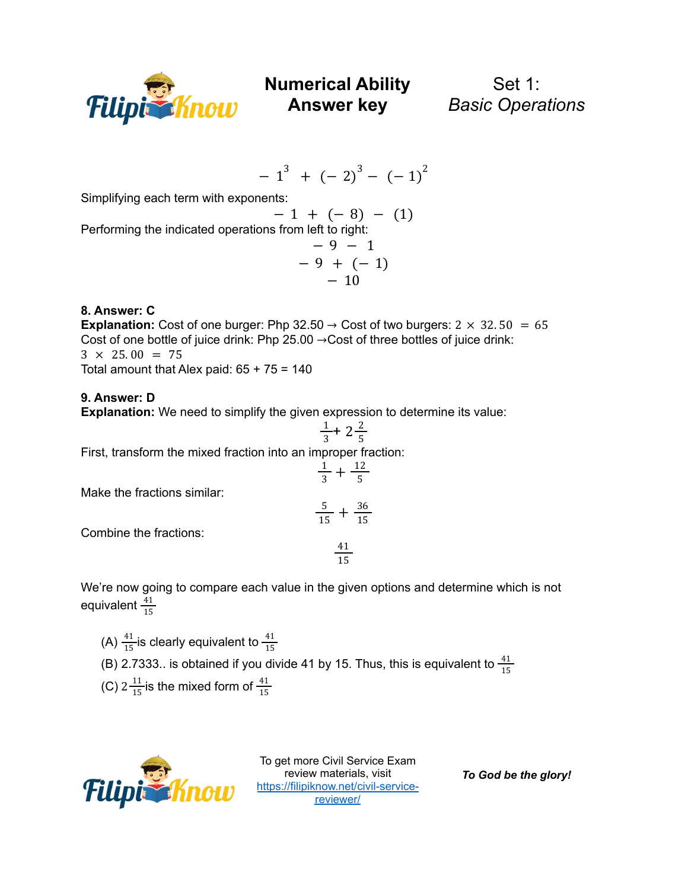$$-1^3 + (-2)^3 - (-1)^2$$

Simplifying each term with exponents:

$$-1 + (-8) - (1)$$

Performing the indicated operations from left to right:

$$-9 - 1$$

$$-9 + (-1)$$

$$-10$$

**8. Answer: C**

**Explanation:** Cost of one burger: Php 32.50 → Cost of two burgers: $2 \times 32.50 = 65$

Cost of one bottle of juice drink: Php 25.00 →Cost of three bottles of juice drink: $3 \times 25.00 = 75$

Total amount that Alex paid: 65 + 75 = 140

**9. Answer: D**

**Explanation:** We need to simplify the given expression to determine its value:

$$\frac{1}{3} + 2\frac{2}{5}$$

First, transform the mixed fraction into an improper fraction:

$$\frac{1}{3} + \frac{12}{5}$$

Make the fractions similar:

$$\frac{5}{15} + \frac{36}{15}$$

Combine the fractions:

$$\frac{41}{15}$$

We're now going to compare each value in the given options and determine which is not equivalent $\frac{41}{15}$

(A) $\frac{41}{15}$ is clearly equivalent to $\frac{41}{15}$

(B) 2.7333.. is obtained if you divide 41 by 15. Thus, this is equivalent to $\frac{41}{15}$

(C) $2\frac{11}{15}$ is the mixed form of $\frac{41}{15}$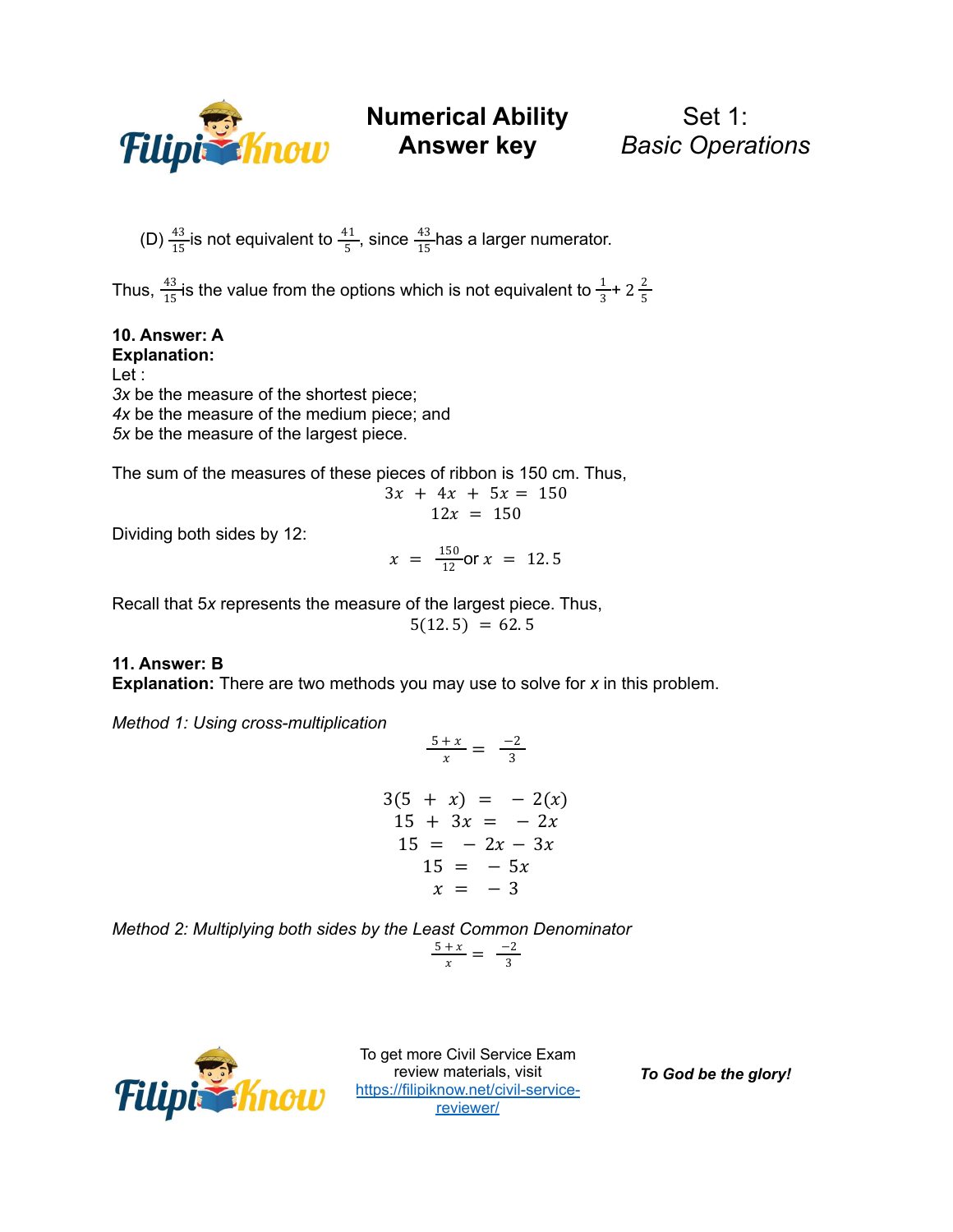(D) $\frac{43}{15}$ is not equivalent to $\frac{41}{5}$, since $\frac{43}{15}$ has a larger numerator.

Thus, $\frac{43}{15}$ is the value from the options which is not equivalent to $\frac{1}{3} + 2\,\frac{2}{5}$

**10. Answer: A**

**Explanation:**

Let :

*3x* be the measure of the shortest piece;
*4x* be the measure of the medium piece; and
*5x* be the measure of the largest piece.

The sum of the measures of these pieces of ribbon is 150 cm. Thus,

$$3x + 4x + 5x = 150$$
$$12x = 150$$

Dividing both sides by 12:

$$x = \frac{150}{12} \text{ or } x = 12.5$$

Recall that 5*x* represents the measure of the largest piece. Thus,

$$5(12.5) = 62.5$$

**11. Answer: B**

**Explanation:** There are two methods you may use to solve for *x* in this problem.

*Method 1: Using cross-multiplication*

$$\frac{5+x}{x} = \frac{-2}{3}$$

$$3(5 + x) = -2(x)$$
$$15 + 3x = -2x$$
$$15 = -2x - 3x$$
$$15 = -5x$$
$$x = -3$$

*Method 2: Multiplying both sides by the Least Common Denominator*

$$\frac{5+x}{x} = \frac{-2}{3}$$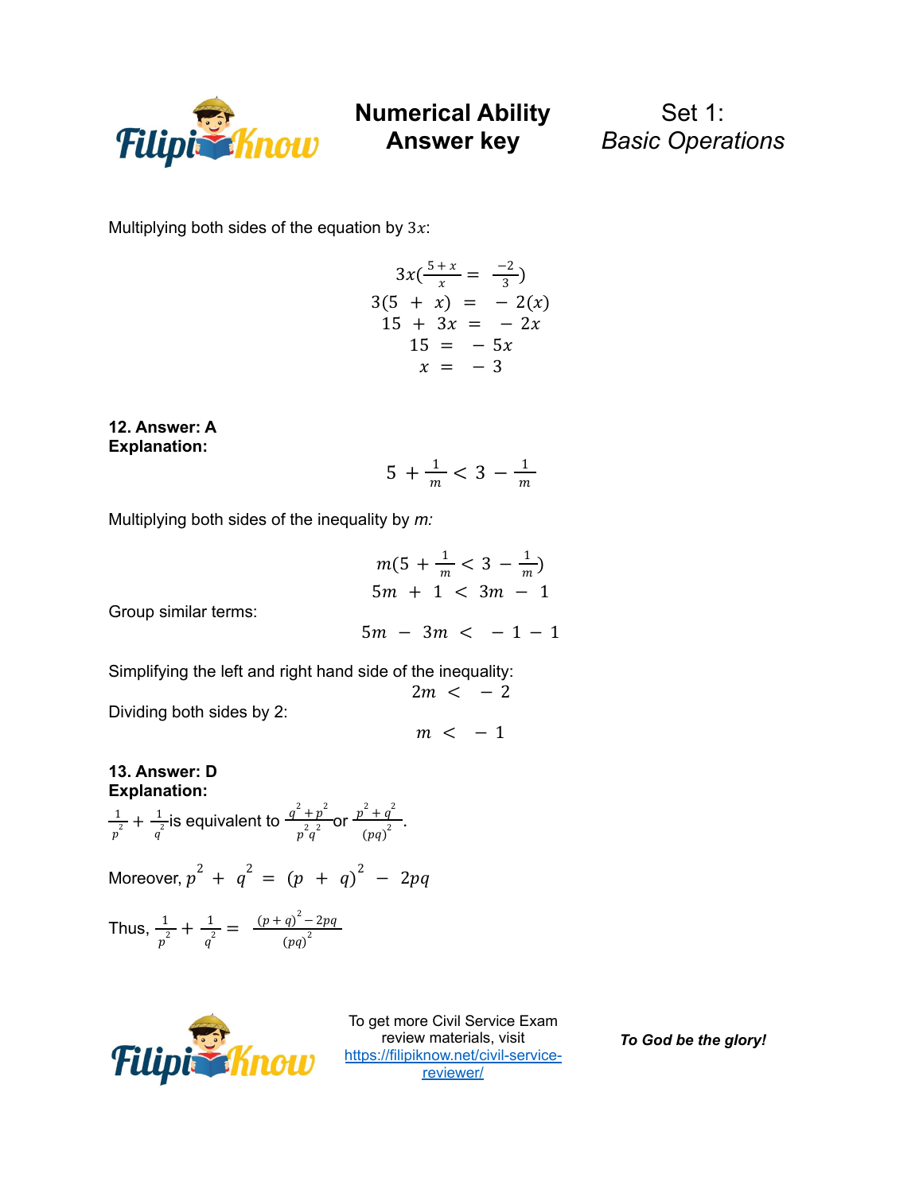Multiplying both sides of the equation by $3x$:

$$3x(\frac{5+x}{x} = \frac{-2}{3})$$
$$3(5 + x) = -2(x)$$
$$15 + 3x = -2x$$
$$15 = -5x$$
$$x = -3$$

**12. Answer: A**
**Explanation:**

$$5 + \frac{1}{m} < 3 - \frac{1}{m}$$

Multiplying both sides of the inequality by *m:*

$$m(5 + \frac{1}{m} < 3 - \frac{1}{m})$$
$$5m + 1 < 3m - 1$$

Group similar terms:

$$5m - 3m < -1 - 1$$

Simplifying the left and right hand side of the inequality:

$$2m < -2$$

Dividing both sides by 2:

$$m < -1$$

**13. Answer: D**
**Explanation:**

$\frac{1}{p^2} + \frac{1}{q^2}$ is equivalent to $\frac{q^2+p^2}{p^2q^2}$ or $\frac{p^2+q^2}{(pq)^2}$.

Moreover, $p^2 + q^2 = (p + q)^2 - 2pq$

Thus, $\frac{1}{p^2} + \frac{1}{q^2} = \frac{(p+q)^2 - 2pq}{(pq)^2}$

To get more Civil Service Exam review materials, visit https://filipiknow.net/civil-service-reviewer/

*To God be the glory!*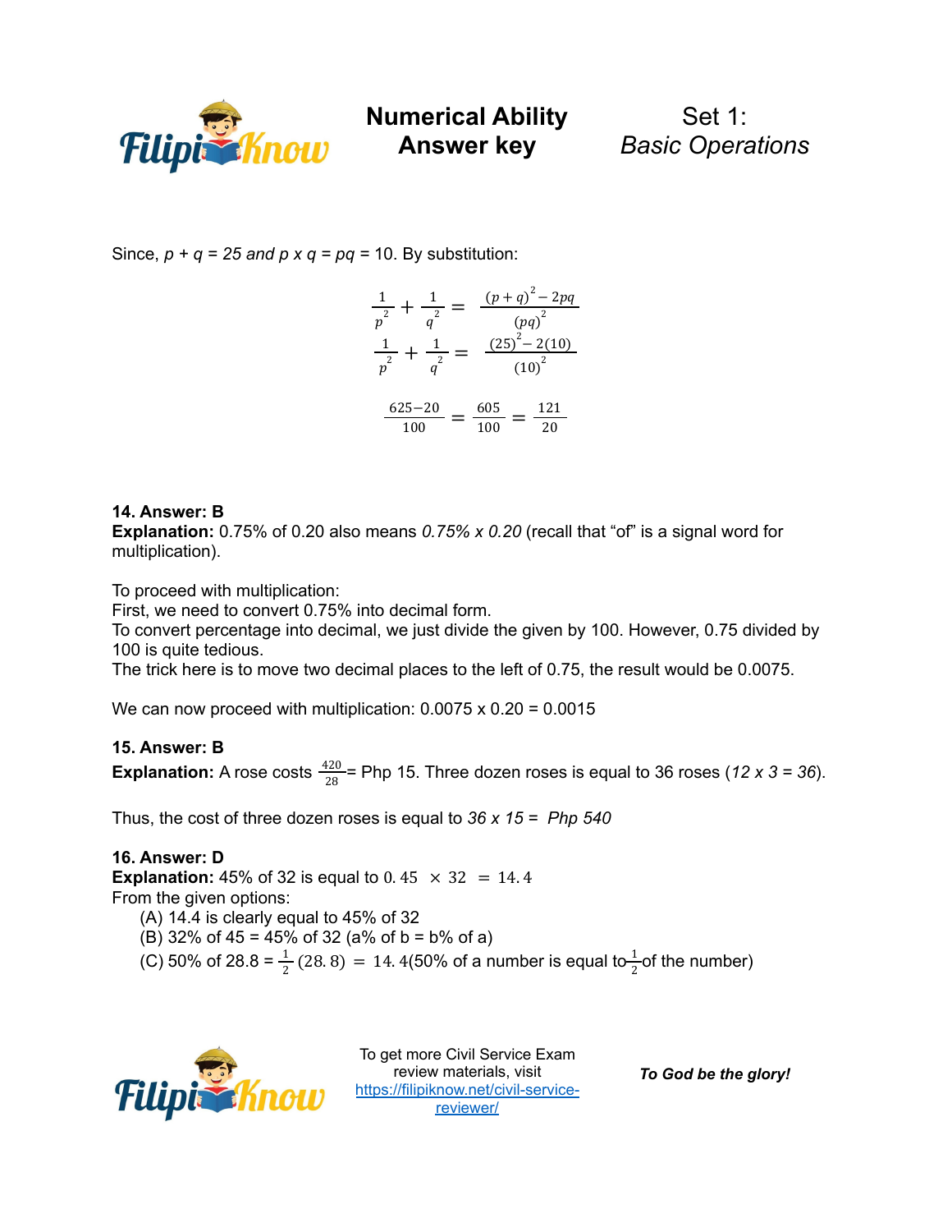Since, $p + q = 25$ *and* $p \times q = pq$ = 10. By substitution:

$$\frac{1}{p^2} + \frac{1}{q^2} = \frac{(p+q)^2 - 2pq}{(pq)^2}$$

$$\frac{1}{p^2} + \frac{1}{q^2} = \frac{(25)^2 - 2(10)}{(10)^2}$$

$$\frac{625-20}{100} = \frac{605}{100} = \frac{121}{20}$$

**14. Answer: B**
**Explanation:** 0.75% of 0.20 also means *0.75% x 0.20* (recall that "of" is a signal word for multiplication).

To proceed with multiplication:
First, we need to convert 0.75% into decimal form.
To convert percentage into decimal, we just divide the given by 100. However, 0.75 divided by 100 is quite tedious.
The trick here is to move two decimal places to the left of 0.75, the result would be 0.0075.

We can now proceed with multiplication: 0.0075 x 0.20 = 0.0015

**15. Answer: B**
**Explanation:** A rose costs $\frac{420}{28}$= Php 15. Three dozen roses is equal to 36 roses (*12 x 3 = 36*).

Thus, the cost of three dozen roses is equal to *36 x 15 = Php 540*

**16. Answer: D**
**Explanation:** 45% of 32 is equal to $0.45 \times 32 = 14.4$
From the given options:

(A) 14.4 is clearly equal to 45% of 32
(B) 32% of 45 = 45% of 32 (a% of b = b% of a)
(C) 50% of 28.8 = $\frac{1}{2}(28.8) = 14.4$(50% of a number is equal to $\frac{1}{2}$ of the number)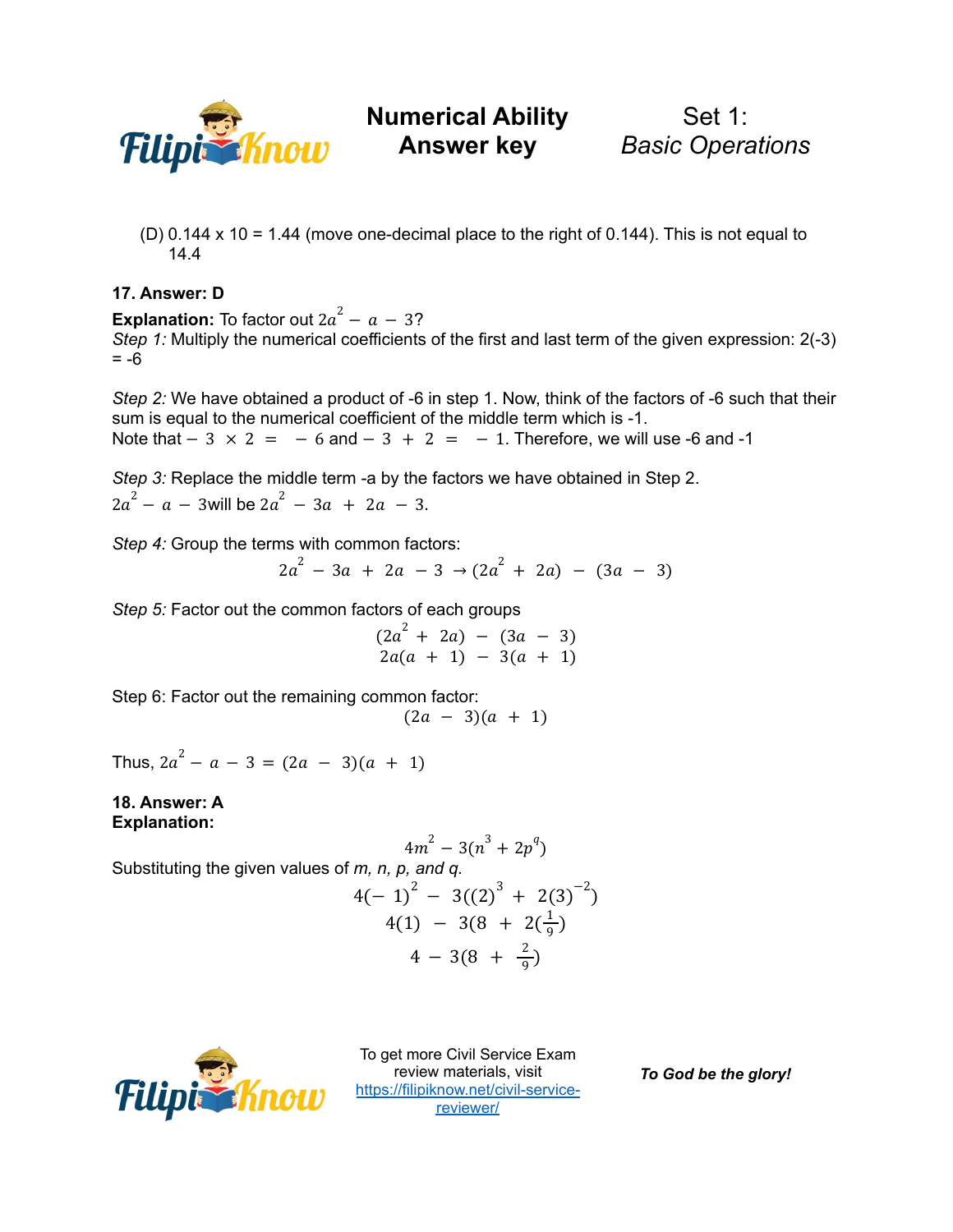(D) 0.144 x 10 = 1.44 (move one-decimal place to the right of 0.144). This is not equal to 14.4

**17. Answer: D**

**Explanation:** To factor out $2a^2 - a - 3$?

*Step 1:* Multiply the numerical coefficients of the first and last term of the given expression: 2(-3) = -6

*Step 2:* We have obtained a product of -6 in step 1. Now, think of the factors of -6 such that their sum is equal to the numerical coefficient of the middle term which is -1.
Note that $-3 \times 2 = -6$ and $-3 + 2 = -1$. Therefore, we will use -6 and -1

*Step 3:* Replace the middle term -a by the factors we have obtained in Step 2.
$2a^2 - a - 3$ will be $2a^2 - 3a + 2a - 3$.

*Step 4:* Group the terms with common factors:

$$2a^2 - 3a + 2a - 3 \rightarrow (2a^2 + 2a) - (3a - 3)$$

*Step 5:* Factor out the common factors of each groups

$$(2a^2 + 2a) - (3a - 3)$$
$$2a(a + 1) - 3(a + 1)$$

Step 6: Factor out the remaining common factor:

$$(2a - 3)(a + 1)$$

Thus, $2a^2 - a - 3 = (2a - 3)(a + 1)$

**18. Answer: A**
**Explanation:**

$$4m^2 - 3(n^3 + 2p^q)$$

Substituting the given values of *m, n, p, and q.*

$$4(-1)^2 - 3((2)^3 + 2(3)^{-2})$$
$$4(1) - 3(8 + 2(\tfrac{1}{9})$$
$$4 - 3(8 + \tfrac{2}{9})$$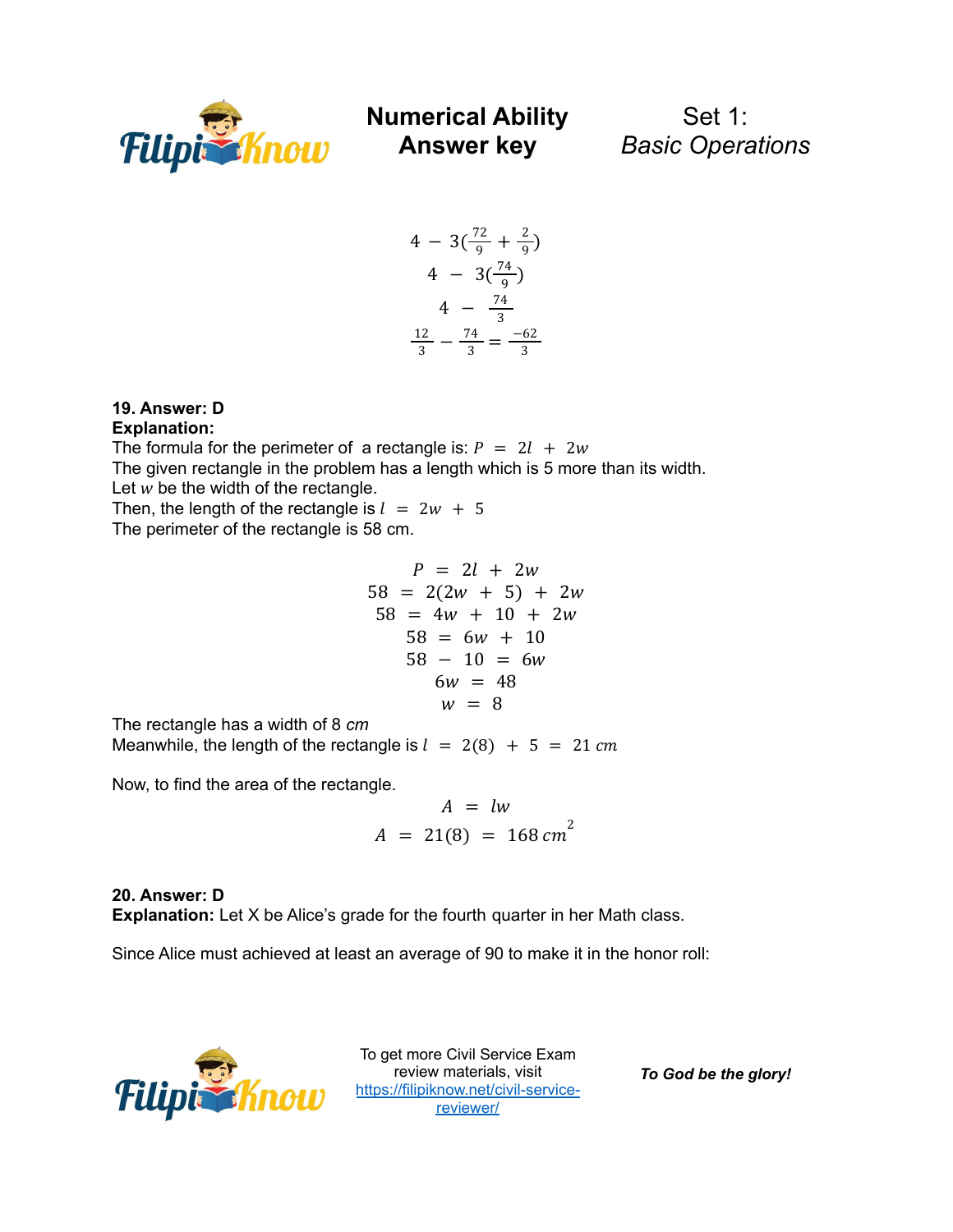$$4 - 3(\frac{72}{9} + \frac{2}{9})$$
$$4 - 3(\frac{74}{9})$$
$$4 - \frac{74}{3}$$
$$\frac{12}{3} - \frac{74}{3} = \frac{-62}{3}$$

**19. Answer: D**
**Explanation:**
The formula for the perimeter of a rectangle is: $P = 2l + 2w$
The given rectangle in the problem has a length which is 5 more than its width.
Let $w$ be the width of the rectangle.
Then, the length of the rectangle is $l = 2w + 5$
The perimeter of the rectangle is 58 cm.

$$P = 2l + 2w$$
$$58 = 2(2w + 5) + 2w$$
$$58 = 4w + 10 + 2w$$
$$58 = 6w + 10$$
$$58 - 10 = 6w$$
$$6w = 48$$
$$w = 8$$

The rectangle has a width of 8 $cm$
Meanwhile, the length of the rectangle is $l = 2(8) + 5 = 21\ cm$

Now, to find the area of the rectangle.

$$A = lw$$
$$A = 21(8) = 168\ cm^2$$

**20. Answer: D**
**Explanation:** Let X be Alice's grade for the fourth quarter in her Math class.

Since Alice must achieved at least an average of 90 to make it in the honor roll: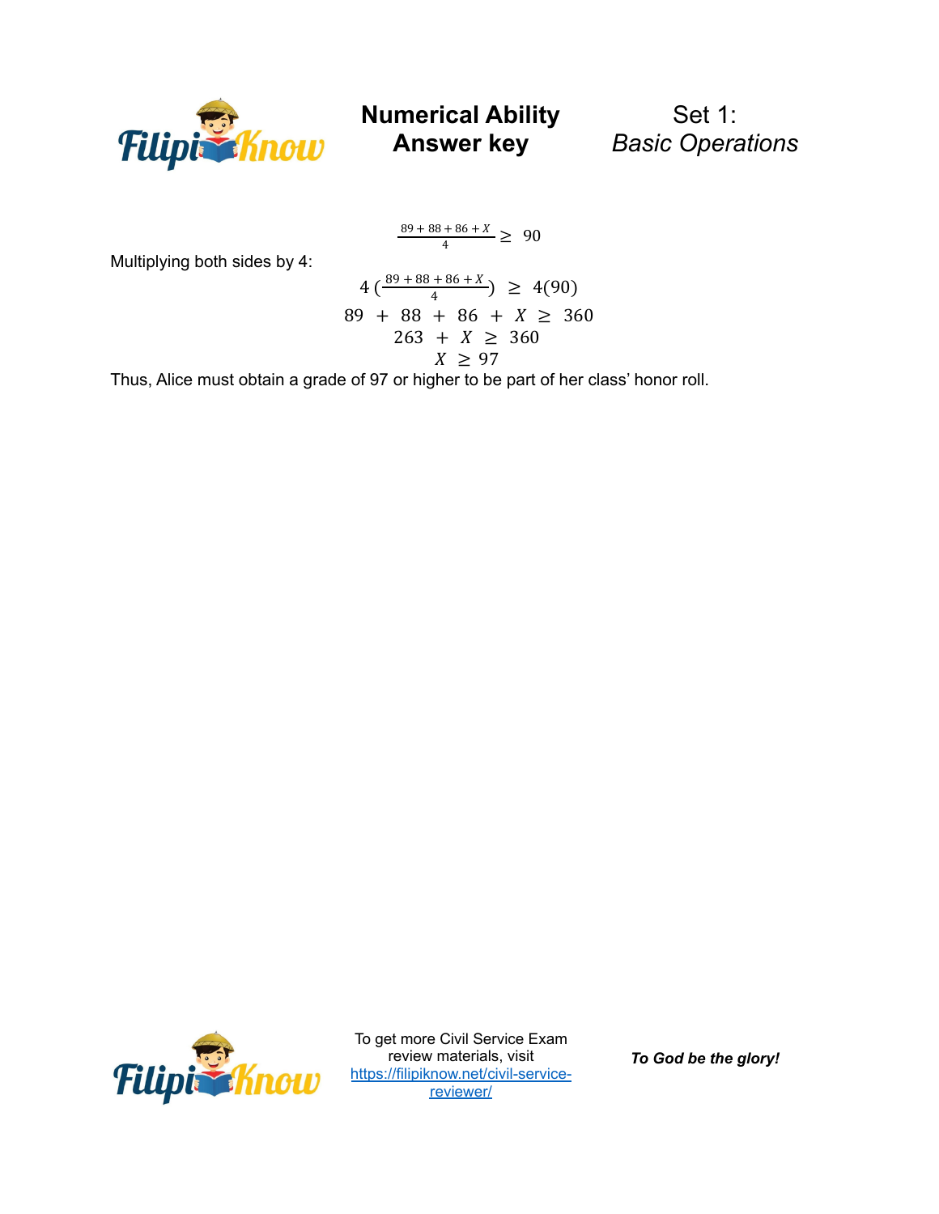$$\frac{89 + 88 + 86 + X}{4} \geq 90$$

Multiplying both sides by 4:

$$4\left(\frac{89 + 88 + 86 + X}{4}\right) \geq 4(90)$$

$$89 + 88 + 86 + X \geq 360$$

$$263 + X \geq 360$$

$$X \geq 97$$

Thus, Alice must obtain a grade of 97 or higher to be part of her class' honor roll.